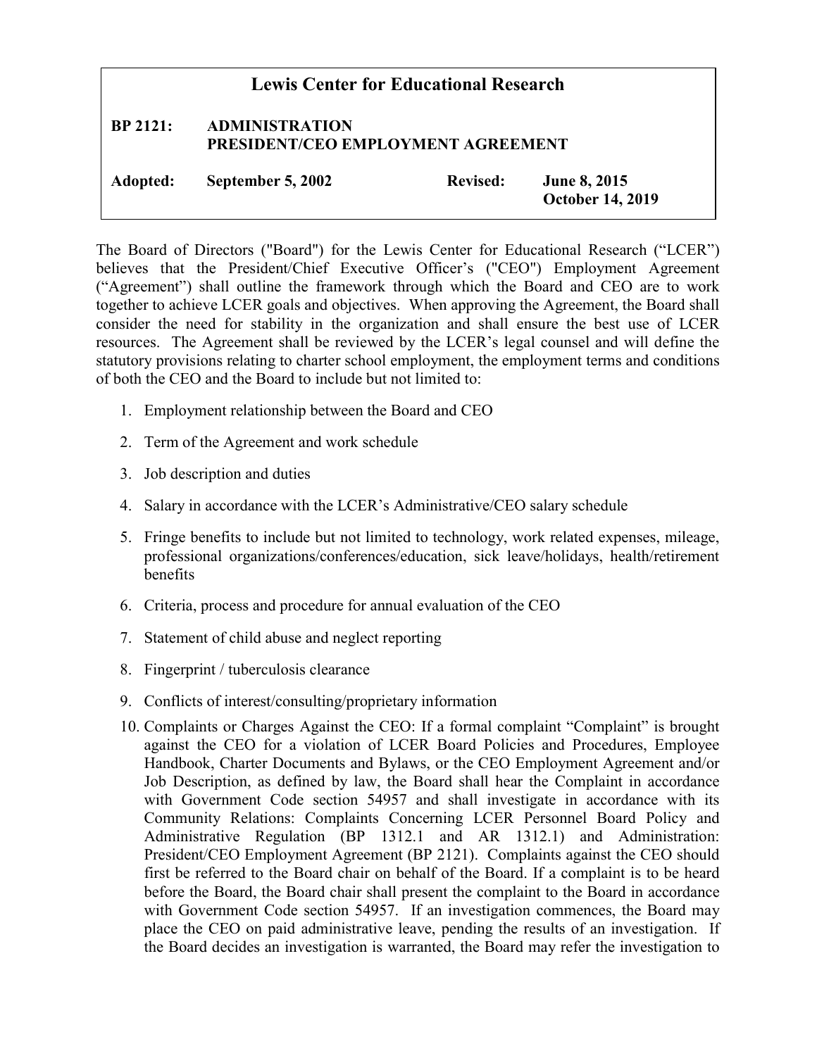# Lewis Center for Educational Research

**BP 2121: ADMINISTRATION**
**PRESIDENT/CEO EMPLOYMENT AGREEMENT**

**Adopted: September 5, 2002** **Revised: June 8, 2015**
**October 14, 2019**

The Board of Directors ("Board") for the Lewis Center for Educational Research ("LCER") believes that the President/Chief Executive Officer's ("CEO") Employment Agreement ("Agreement") shall outline the framework through which the Board and CEO are to work together to achieve LCER goals and objectives. When approving the Agreement, the Board shall consider the need for stability in the organization and shall ensure the best use of LCER resources. The Agreement shall be reviewed by the LCER's legal counsel and will define the statutory provisions relating to charter school employment, the employment terms and conditions of both the CEO and the Board to include but not limited to:

1. Employment relationship between the Board and CEO
2. Term of the Agreement and work schedule
3. Job description and duties
4. Salary in accordance with the LCER's Administrative/CEO salary schedule
5. Fringe benefits to include but not limited to technology, work related expenses, mileage, professional organizations/conferences/education, sick leave/holidays, health/retirement benefits
6. Criteria, process and procedure for annual evaluation of the CEO
7. Statement of child abuse and neglect reporting
8. Fingerprint / tuberculosis clearance
9. Conflicts of interest/consulting/proprietary information
10. Complaints or Charges Against the CEO: If a formal complaint "Complaint" is brought against the CEO for a violation of LCER Board Policies and Procedures, Employee Handbook, Charter Documents and Bylaws, or the CEO Employment Agreement and/or Job Description, as defined by law, the Board shall hear the Complaint in accordance with Government Code section 54957 and shall investigate in accordance with its Community Relations: Complaints Concerning LCER Personnel Board Policy and Administrative Regulation (BP 1312.1 and AR 1312.1) and Administration: President/CEO Employment Agreement (BP 2121). Complaints against the CEO should first be referred to the Board chair on behalf of the Board. If a complaint is to be heard before the Board, the Board chair shall present the complaint to the Board in accordance with Government Code section 54957. If an investigation commences, the Board may place the CEO on paid administrative leave, pending the results of an investigation. If the Board decides an investigation is warranted, the Board may refer the investigation to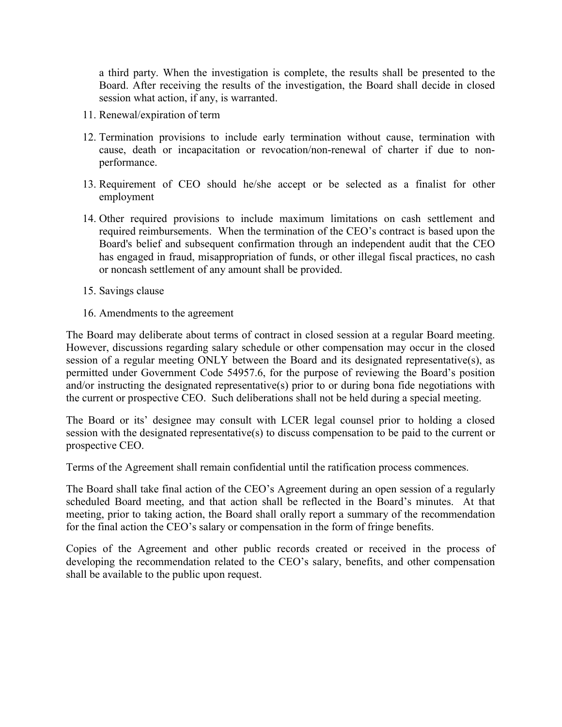a third party. When the investigation is complete, the results shall be presented to the Board. After receiving the results of the investigation, the Board shall decide in closed session what action, if any, is warranted.

11. Renewal/expiration of term

12. Termination provisions to include early termination without cause, termination with cause, death or incapacitation or revocation/non-renewal of charter if due to non-performance.

13. Requirement of CEO should he/she accept or be selected as a finalist for other employment

14. Other required provisions to include maximum limitations on cash settlement and required reimbursements. When the termination of the CEO's contract is based upon the Board's belief and subsequent confirmation through an independent audit that the CEO has engaged in fraud, misappropriation of funds, or other illegal fiscal practices, no cash or noncash settlement of any amount shall be provided.

15. Savings clause

16. Amendments to the agreement

The Board may deliberate about terms of contract in closed session at a regular Board meeting. However, discussions regarding salary schedule or other compensation may occur in the closed session of a regular meeting ONLY between the Board and its designated representative(s), as permitted under Government Code 54957.6, for the purpose of reviewing the Board's position and/or instructing the designated representative(s) prior to or during bona fide negotiations with the current or prospective CEO. Such deliberations shall not be held during a special meeting.

The Board or its' designee may consult with LCER legal counsel prior to holding a closed session with the designated representative(s) to discuss compensation to be paid to the current or prospective CEO.

Terms of the Agreement shall remain confidential until the ratification process commences.

The Board shall take final action of the CEO's Agreement during an open session of a regularly scheduled Board meeting, and that action shall be reflected in the Board's minutes. At that meeting, prior to taking action, the Board shall orally report a summary of the recommendation for the final action the CEO's salary or compensation in the form of fringe benefits.

Copies of the Agreement and other public records created or received in the process of developing the recommendation related to the CEO's salary, benefits, and other compensation shall be available to the public upon request.